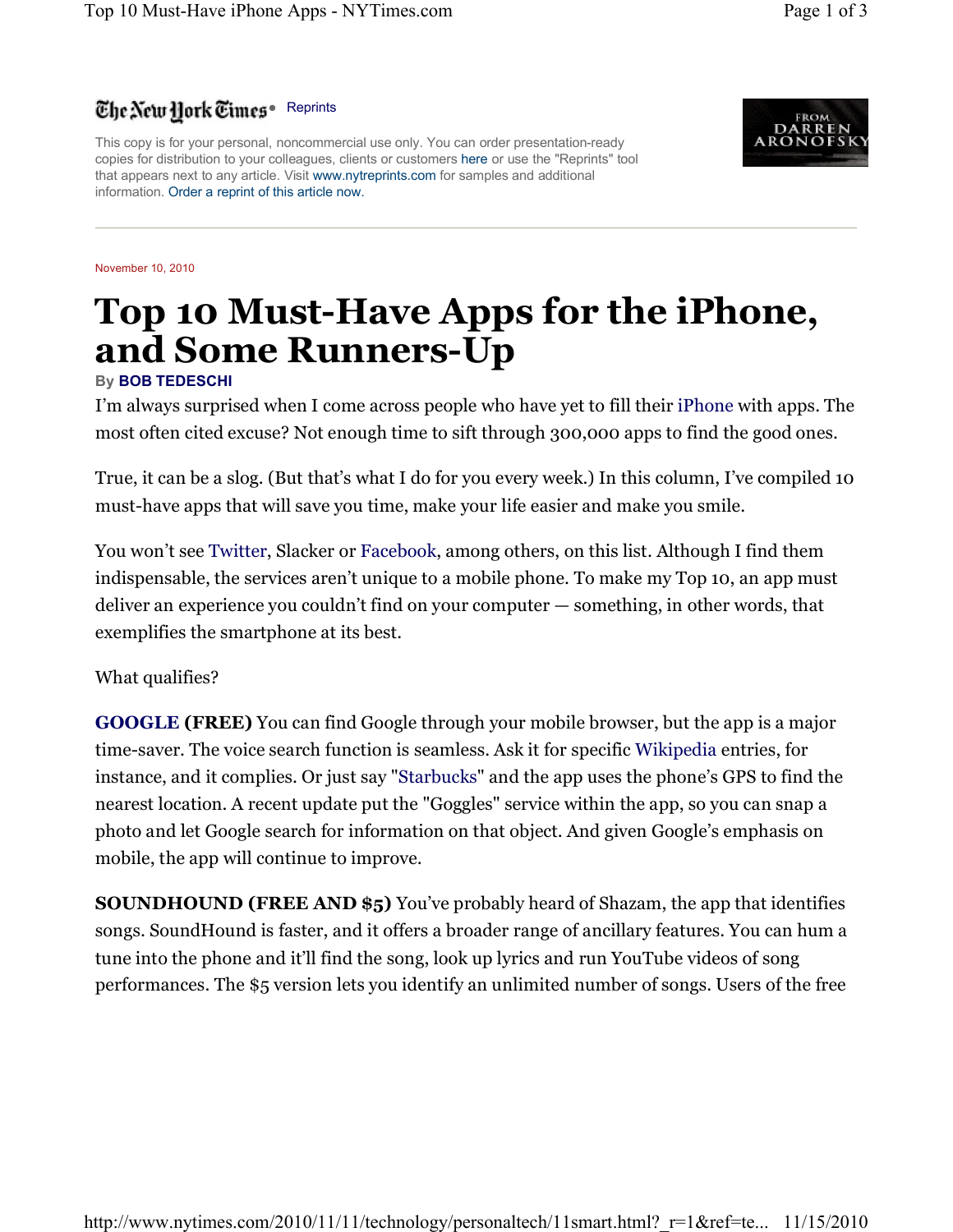The New York Times Reprints

This copy is for your personal, noncommercial use only. You can order presentation-ready copies for distribution to your colleagues, clients or customers here or use the "Reprints" tool that appears next to any article. Visit www.nytreprints.com for samples and additional information. Order a reprint of this article now.

November 10, 2010

# Top 10 Must-Have Apps for the iPhone, and Some Runners-Up

By **BOB TEDESCHI**

I'm always surprised when I come across people who have yet to fill their iPhone with apps. The most often cited excuse? Not enough time to sift through 300,000 apps to find the good ones.

True, it can be a slog. (But that's what I do for you every week.) In this column, I've compiled 10 must-have apps that will save you time, make your life easier and make you smile.

You won't see Twitter, Slacker or Facebook, among others, on this list. Although I find them indispensable, the services aren't unique to a mobile phone. To make my Top 10, an app must deliver an experience you couldn't find on your computer — something, in other words, that exemplifies the smartphone at its best.

What qualifies?

**GOOGLE (FREE)** You can find Google through your mobile browser, but the app is a major time-saver. The voice search function is seamless. Ask it for specific Wikipedia entries, for instance, and it complies. Or just say "Starbucks" and the app uses the phone's GPS to find the nearest location. A recent update put the "Goggles" service within the app, so you can snap a photo and let Google search for information on that object. And given Google's emphasis on mobile, the app will continue to improve.

**SOUNDHOUND (FREE AND $5)** You've probably heard of Shazam, the app that identifies songs. SoundHound is faster, and it offers a broader range of ancillary features. You can hum a tune into the phone and it'll find the song, look up lyrics and run YouTube videos of song performances. The $5 version lets you identify an unlimited number of songs. Users of the free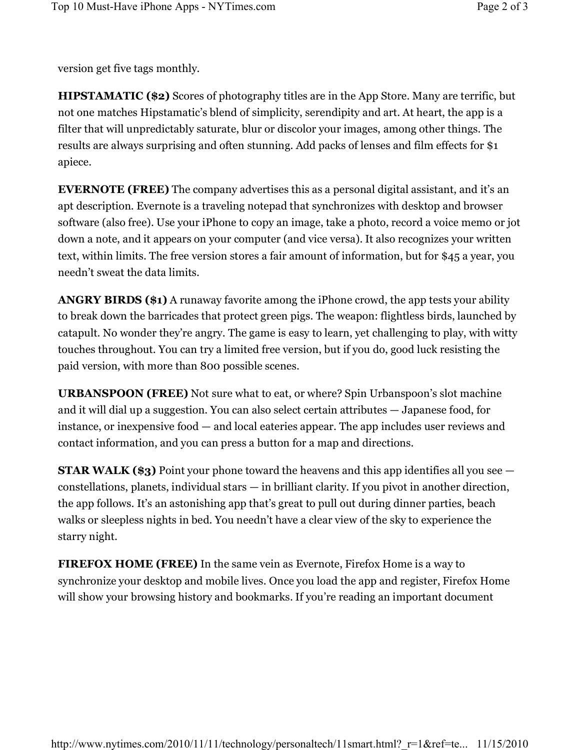version get five tags monthly.

**HIPSTAMATIC ($2)** Scores of photography titles are in the App Store. Many are terrific, but not one matches Hipstamatic's blend of simplicity, serendipity and art. At heart, the app is a filter that will unpredictably saturate, blur or discolor your images, among other things. The results are always surprising and often stunning. Add packs of lenses and film effects for $1 apiece.

**EVERNOTE (FREE)** The company advertises this as a personal digital assistant, and it's an apt description. Evernote is a traveling notepad that synchronizes with desktop and browser software (also free). Use your iPhone to copy an image, take a photo, record a voice memo or jot down a note, and it appears on your computer (and vice versa). It also recognizes your written text, within limits. The free version stores a fair amount of information, but for $45 a year, you needn't sweat the data limits.

**ANGRY BIRDS ($1)** A runaway favorite among the iPhone crowd, the app tests your ability to break down the barricades that protect green pigs. The weapon: flightless birds, launched by catapult. No wonder they're angry. The game is easy to learn, yet challenging to play, with witty touches throughout. You can try a limited free version, but if you do, good luck resisting the paid version, with more than 800 possible scenes.

**URBANSPOON (FREE)** Not sure what to eat, or where? Spin Urbanspoon's slot machine and it will dial up a suggestion. You can also select certain attributes — Japanese food, for instance, or inexpensive food — and local eateries appear. The app includes user reviews and contact information, and you can press a button for a map and directions.

**STAR WALK ($3)** Point your phone toward the heavens and this app identifies all you see — constellations, planets, individual stars — in brilliant clarity. If you pivot in another direction, the app follows. It's an astonishing app that's great to pull out during dinner parties, beach walks or sleepless nights in bed. You needn't have a clear view of the sky to experience the starry night.

**FIREFOX HOME (FREE)** In the same vein as Evernote, Firefox Home is a way to synchronize your desktop and mobile lives. Once you load the app and register, Firefox Home will show your browsing history and bookmarks. If you're reading an important document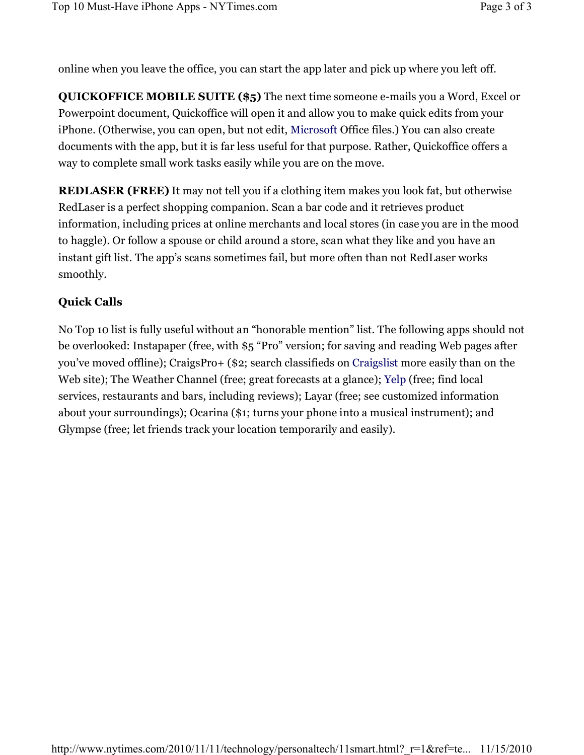online when you leave the office, you can start the app later and pick up where you left off.

**QUICKOFFICE MOBILE SUITE ($5)** The next time someone e-mails you a Word, Excel or Powerpoint document, Quickoffice will open it and allow you to make quick edits from your iPhone. (Otherwise, you can open, but not edit, Microsoft Office files.) You can also create documents with the app, but it is far less useful for that purpose. Rather, Quickoffice offers a way to complete small work tasks easily while you are on the move.

**REDLASER (FREE)** It may not tell you if a clothing item makes you look fat, but otherwise RedLaser is a perfect shopping companion. Scan a bar code and it retrieves product information, including prices at online merchants and local stores (in case you are in the mood to haggle). Or follow a spouse or child around a store, scan what they like and you have an instant gift list. The app's scans sometimes fail, but more often than not RedLaser works smoothly.

## Quick Calls

No Top 10 list is fully useful without an "honorable mention" list. The following apps should not be overlooked: Instapaper (free, with $5 "Pro" version; for saving and reading Web pages after you've moved offline); CraigsPro+ ($2; search classifieds on Craigslist more easily than on the Web site); The Weather Channel (free; great forecasts at a glance); Yelp (free; find local services, restaurants and bars, including reviews); Layar (free; see customized information about your surroundings); Ocarina ($1; turns your phone into a musical instrument); and Glympse (free; let friends track your location temporarily and easily).